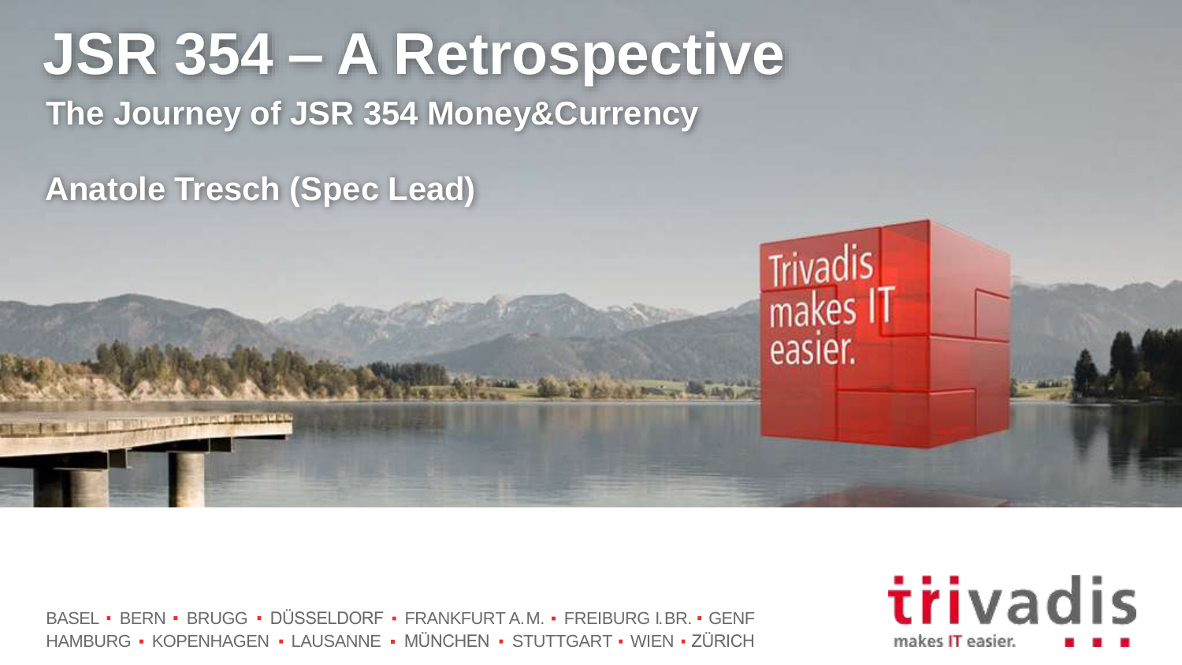# JSR 354 – A Retrospective

## The Journey of JSR 354 Money&Currency

**Anatole Tresch (Spec Lead)**

BASEL ▪ BERN ▪ BRUGG ▪ DÜSSELDORF ▪ FRANKFURT A.M. ▪ FREIBURG I.BR. ▪ GENF
HAMBURG ▪ KOPENHAGEN ▪ LAUSANNE ▪ MÜNCHEN ▪ STUTTGART ▪ WIEN ▪ ZÜRICH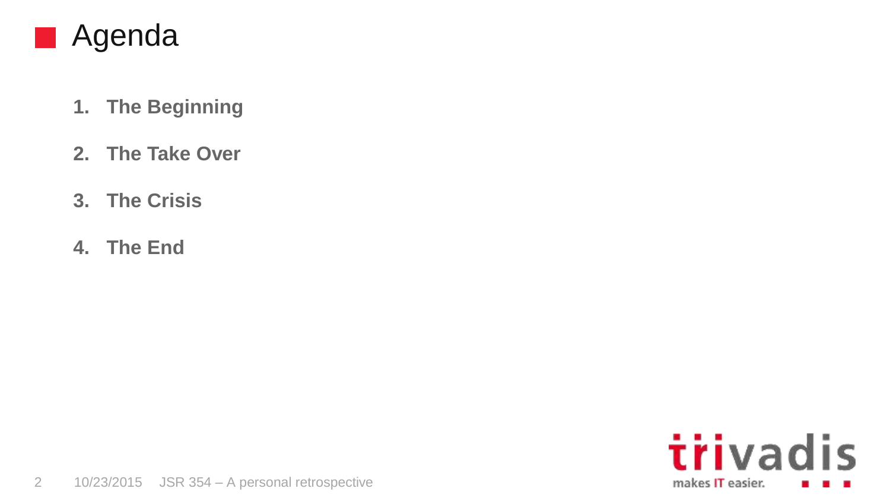# Agenda

1. **The Beginning**
2. **The Take Over**
3. **The Crisis**
4. **The End**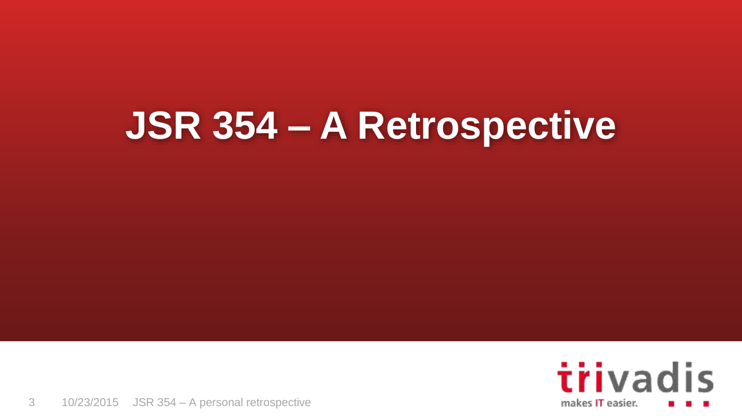# JSR 354 – A Retrospective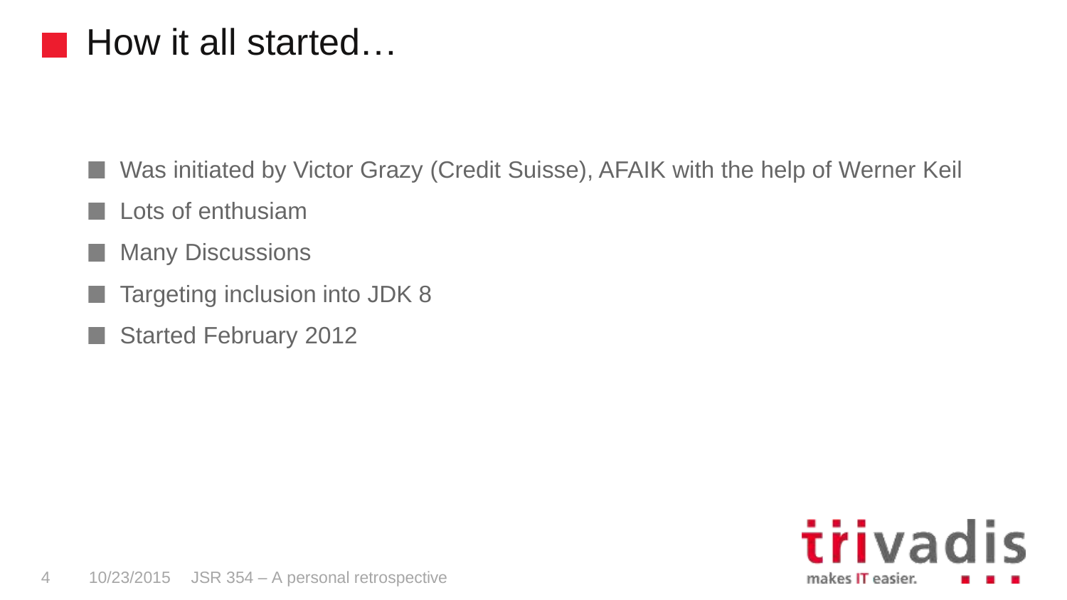# How it all started…

- Was initiated by Victor Grazy (Credit Suisse), AFAIK with the help of Werner Keil
- Lots of enthusiam
- Many Discussions
- Targeting inclusion into JDK 8
- Started February 2012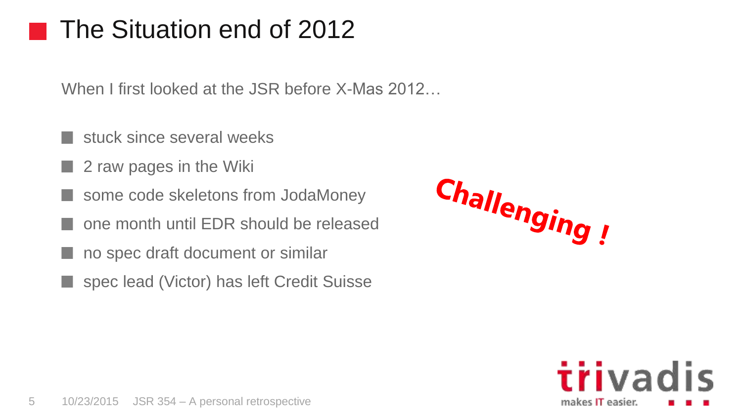# The Situation end of 2012

When I first looked at the JSR before X-Mas 2012…

- stuck since several weeks
- 2 raw pages in the Wiki
- some code skeletons from JodaMoney
- one month until EDR should be released
- no spec draft document or similar
- spec lead (Victor) has left Credit Suisse

Challenging !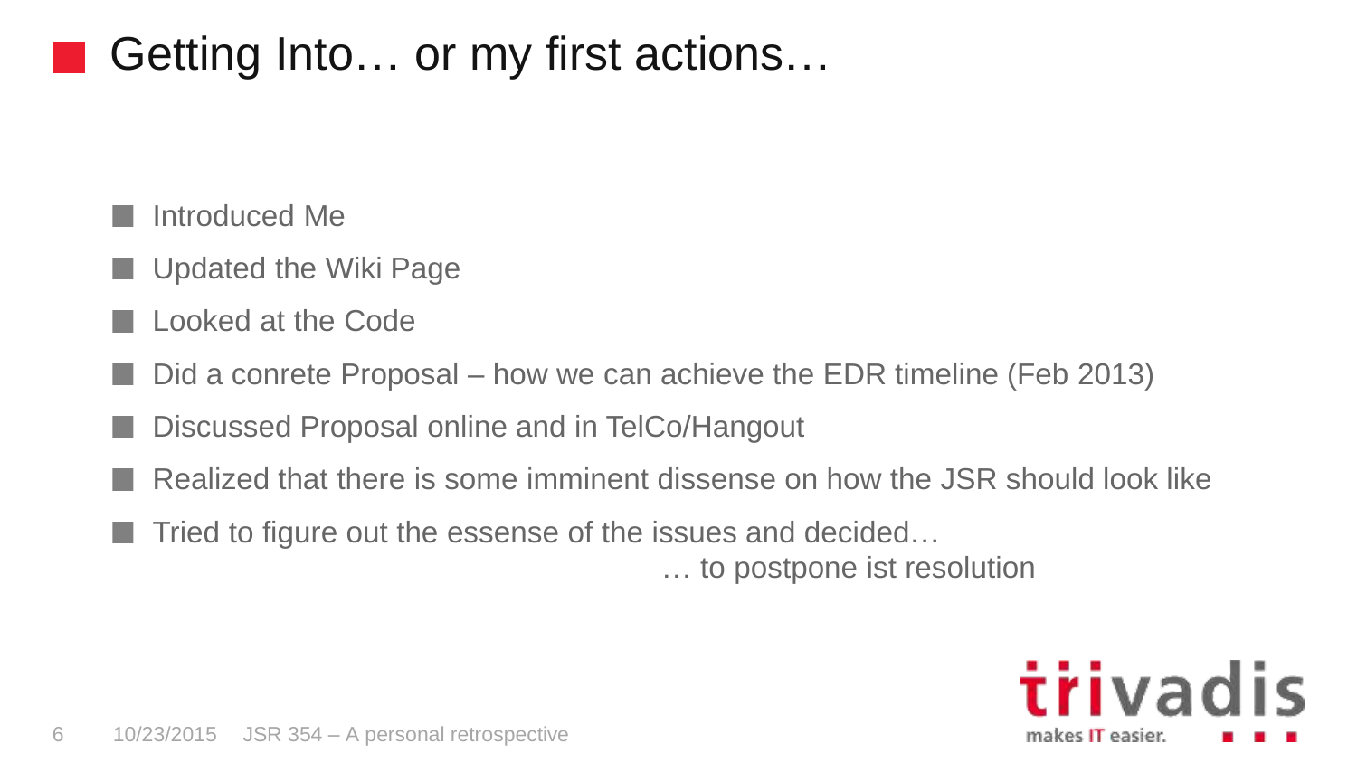# Getting Into… or my first actions…

- Introduced Me
- Updated the Wiki Page
- Looked at the Code
- Did a conrete Proposal – how we can achieve the EDR timeline (Feb 2013)
- Discussed Proposal online and in TelCo/Hangout
- Realized that there is some imminent dissense on how the JSR should look like
- Tried to figure out the essense of the issues and decided…
  … to postpone ist resolution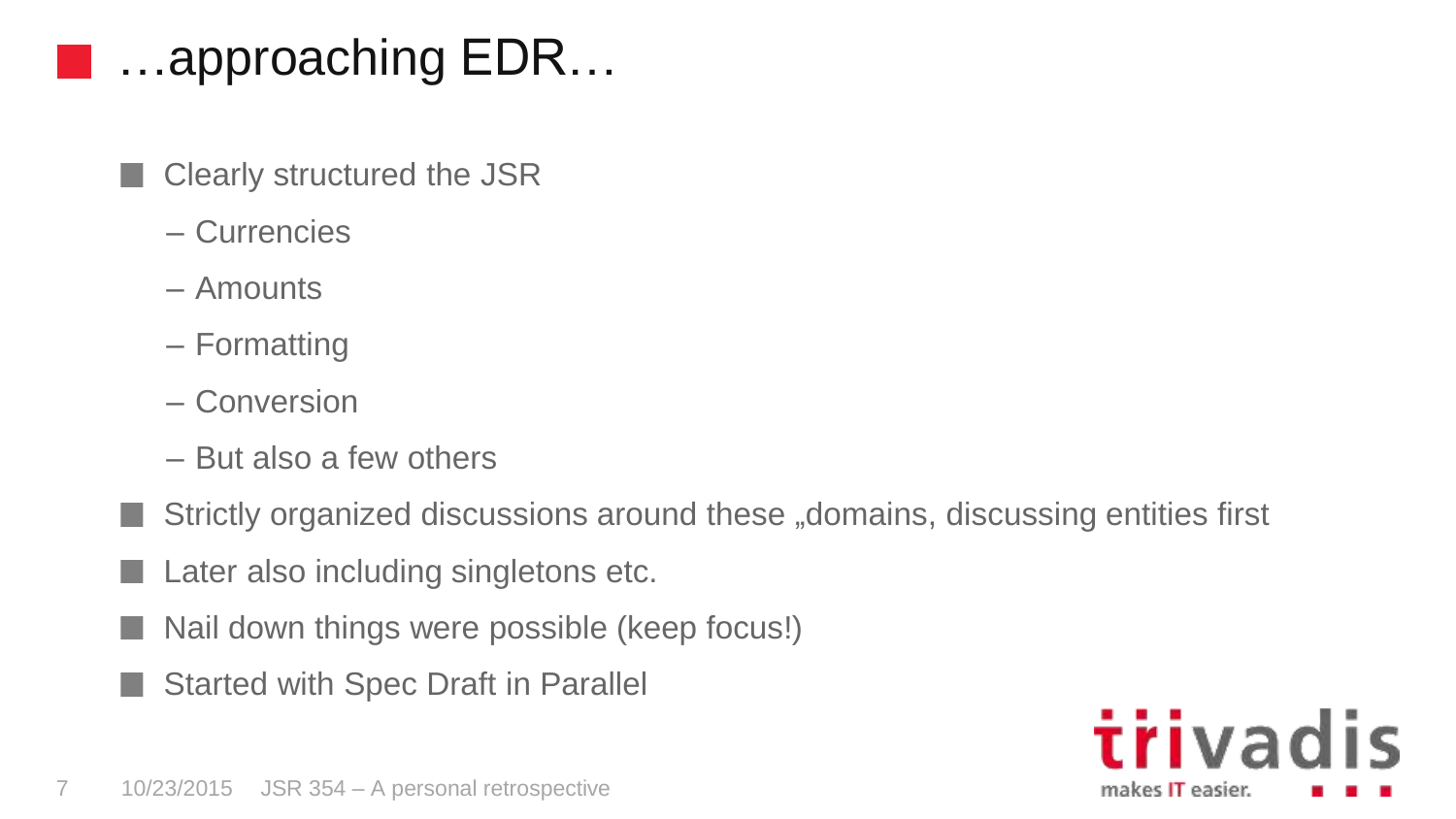# …approaching EDR…

- Clearly structured the JSR
  - Currencies
  - Amounts
  - Formatting
  - Conversion
  - But also a few others
- Strictly organized discussions around these „domains, discussing entities first
- Later also including singletons etc.
- Nail down things were possible (keep focus!)
- Started with Spec Draft in Parallel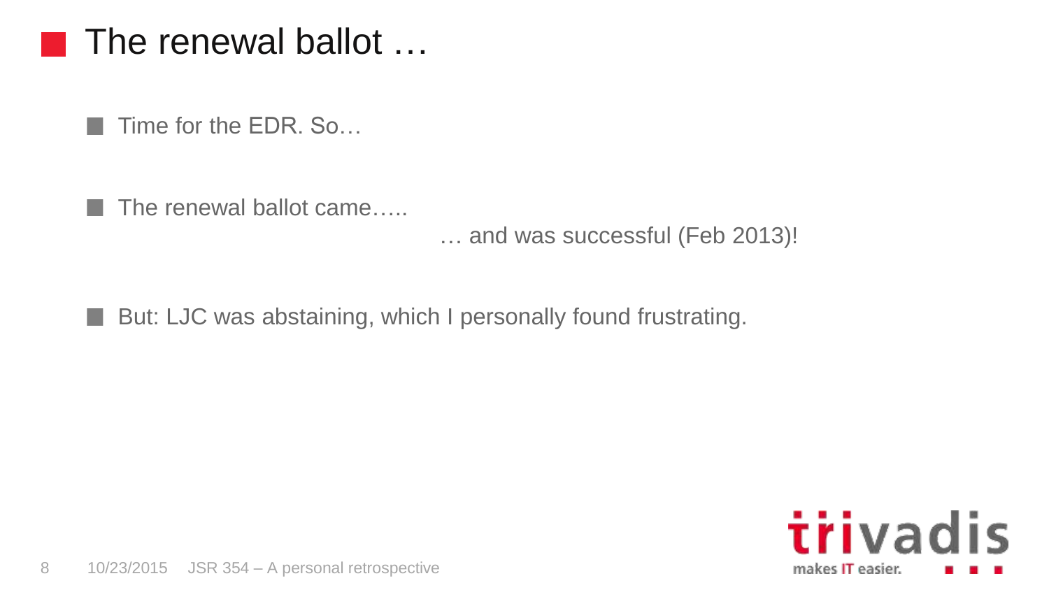# The renewal ballot …

- Time for the EDR. So…
- The renewal ballot came…..

  … and was successful (Feb 2013)!

- But: LJC was abstaining, which I personally found frustrating.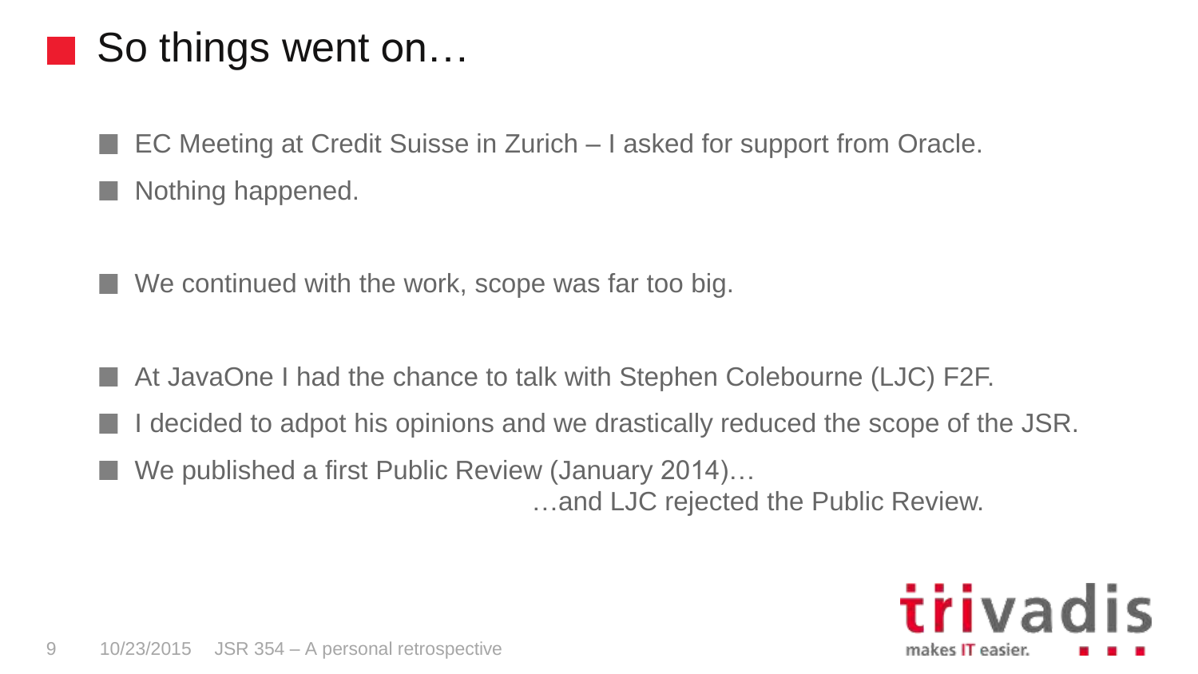# So things went on…

- EC Meeting at Credit Suisse in Zurich – I asked for support from Oracle.
- Nothing happened.

- We continued with the work, scope was far too big.

- At JavaOne I had the chance to talk with Stephen Colebourne (LJC) F2F.
- I decided to adpot his opinions and we drastically reduced the scope of the JSR.
- We published a first Public Review (January 2014)…
  …and LJC rejected the Public Review.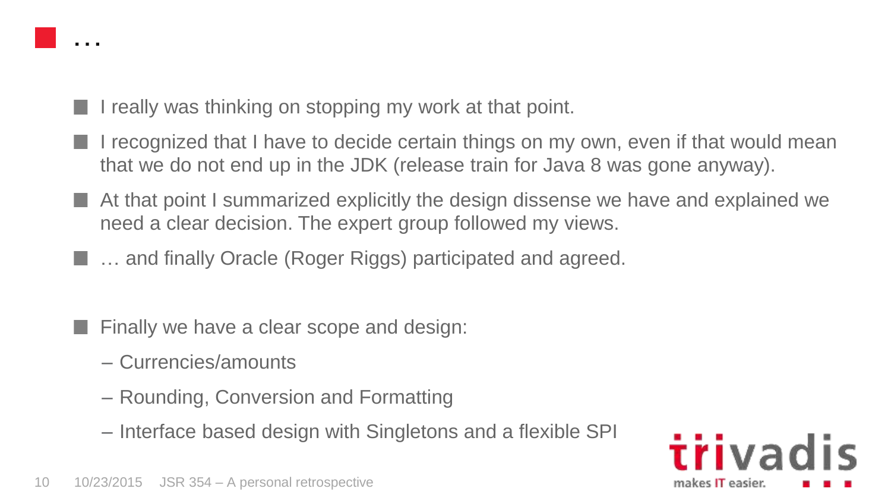# …

- I really was thinking on stopping my work at that point.
- I recognized that I have to decide certain things on my own, even if that would mean that we do not end up in the JDK (release train for Java 8 was gone anyway).
- At that point I summarized explicitly the design dissense we have and explained we need a clear decision. The expert group followed my views.
- … and finally Oracle (Roger Riggs) participated and agreed.

- Finally we have a clear scope and design:
  - Currencies/amounts
  - Rounding, Conversion and Formatting
  - Interface based design with Singletons and a flexible SPI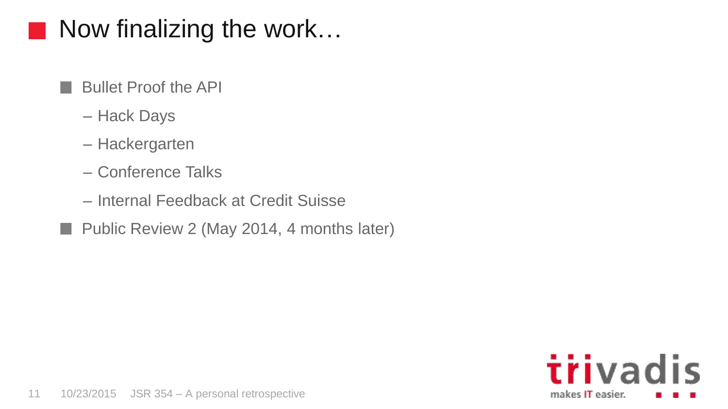# Now finalizing the work…

- Bullet Proof the API
  - Hack Days
  - Hackergarten
  - Conference Talks
  - Internal Feedback at Credit Suisse
- Public Review 2 (May 2014, 4 months later)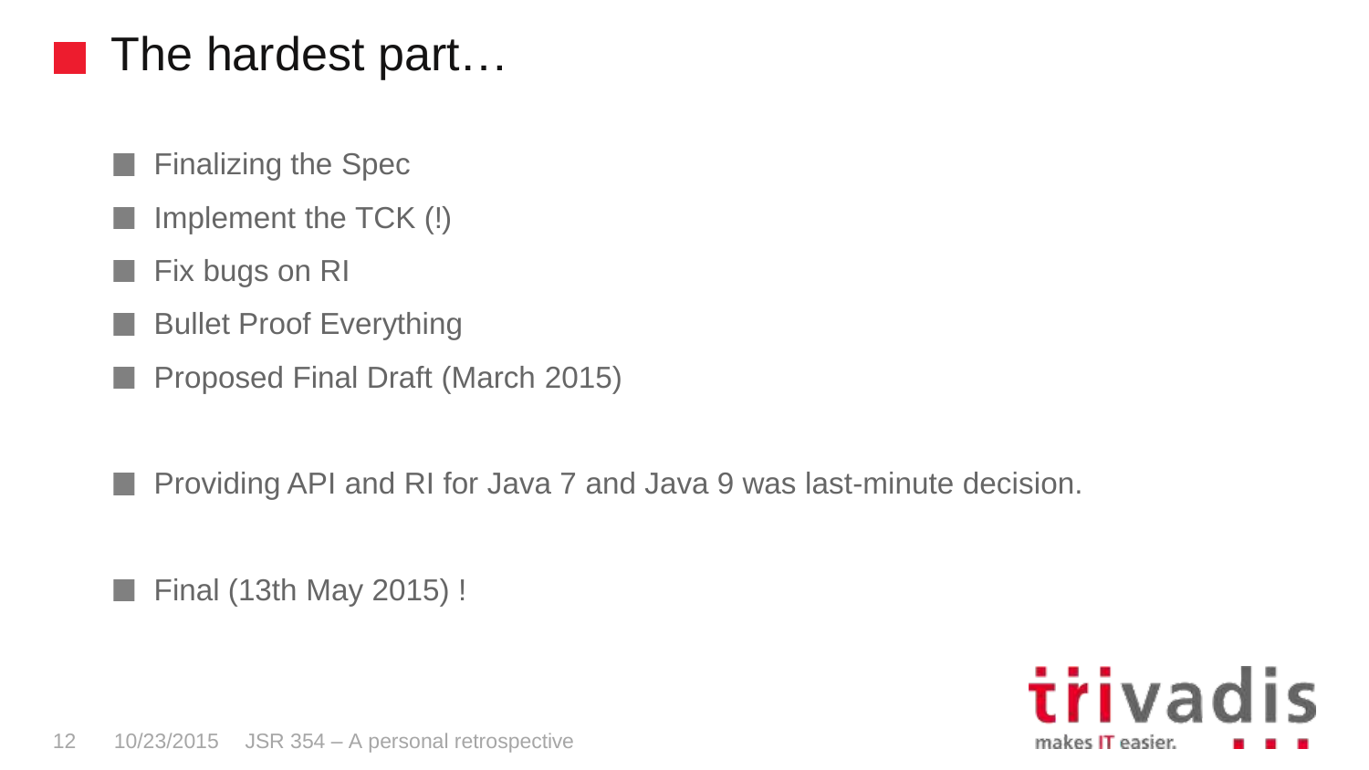# The hardest part…

- Finalizing the Spec
- Implement the TCK (!)
- Fix bugs on RI
- Bullet Proof Everything
- Proposed Final Draft (March 2015)

- Providing API and RI for Java 7 and Java 9 was last-minute decision.

- Final (13th May 2015) !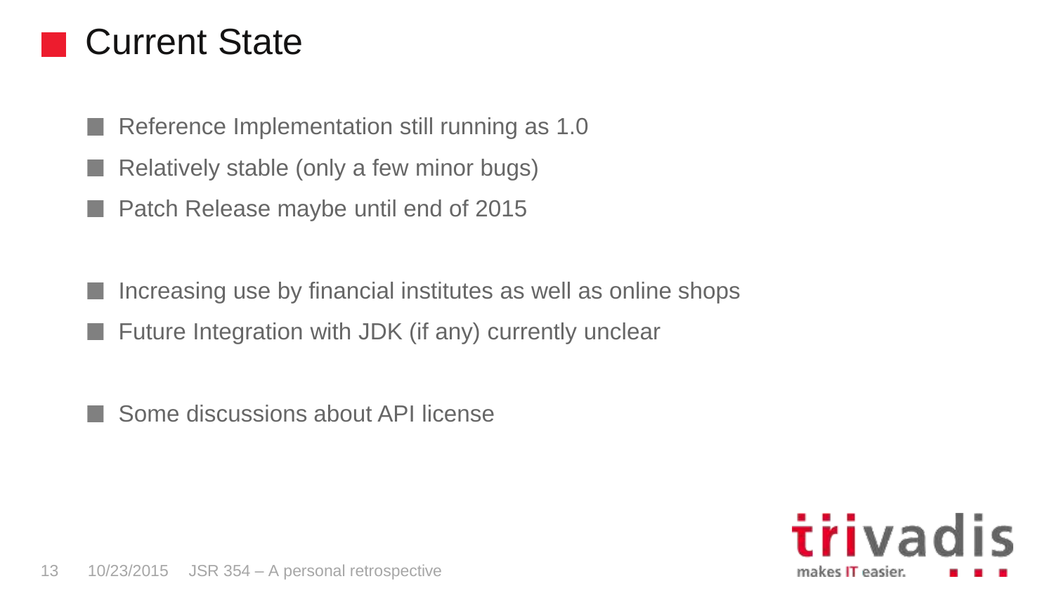# Current State

- Reference Implementation still running as 1.0
- Relatively stable (only a few minor bugs)
- Patch Release maybe until end of 2015

- Increasing use by financial institutes as well as online shops
- Future Integration with JDK (if any) currently unclear

- Some discussions about API license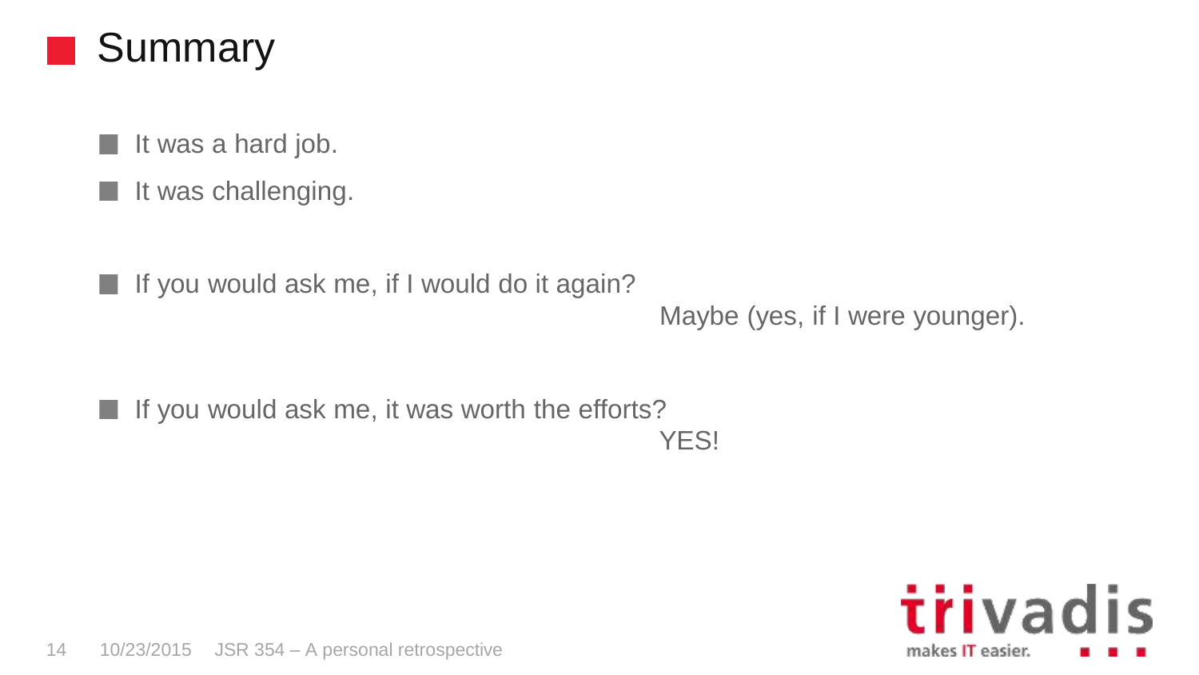# Summary

- It was a hard job.
- It was challenging.

- If you would ask me, if I would do it again?

  Maybe (yes, if I were younger).

- If you would ask me, it was worth the efforts?

  YES!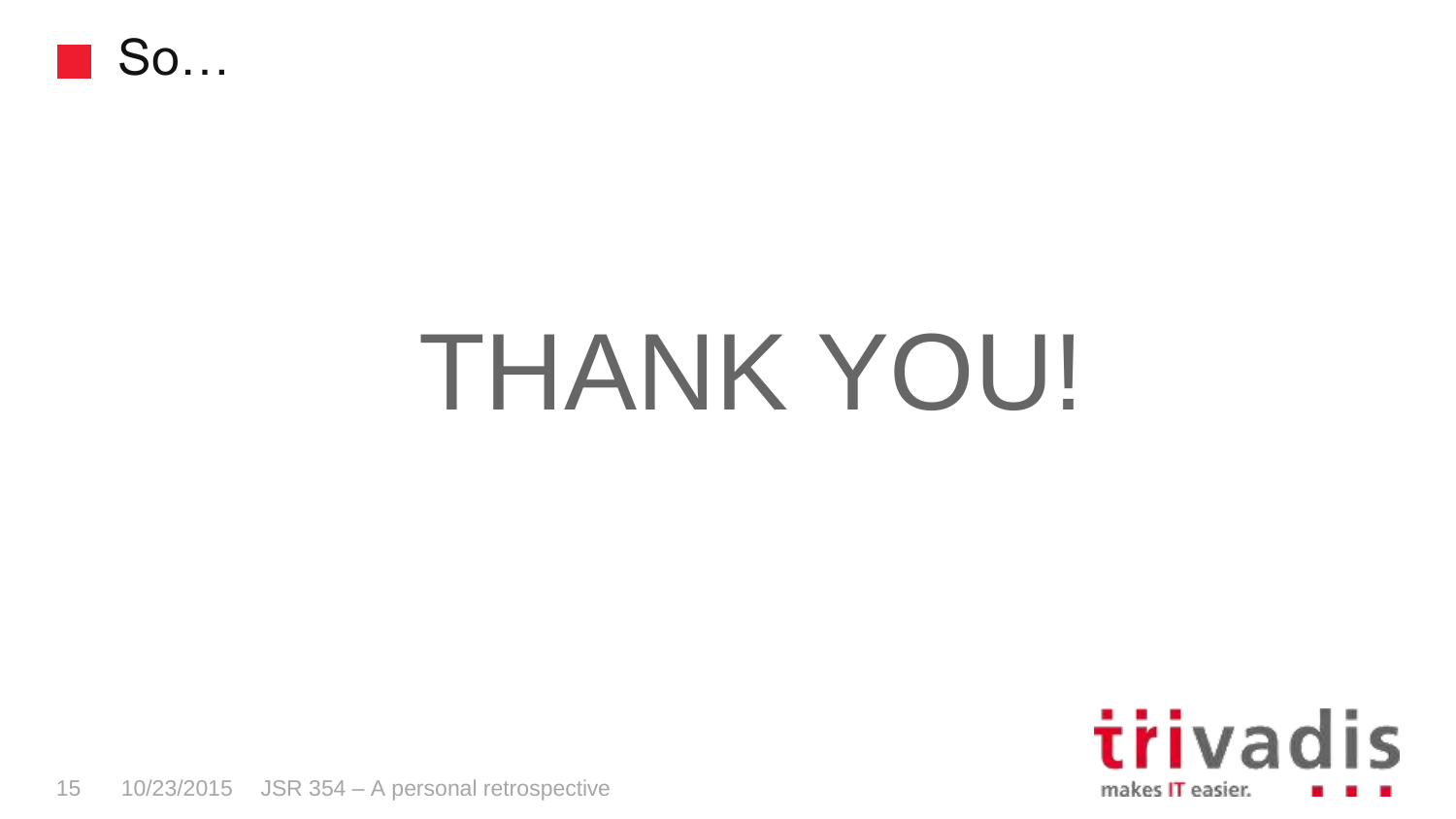# So…

THANK YOU!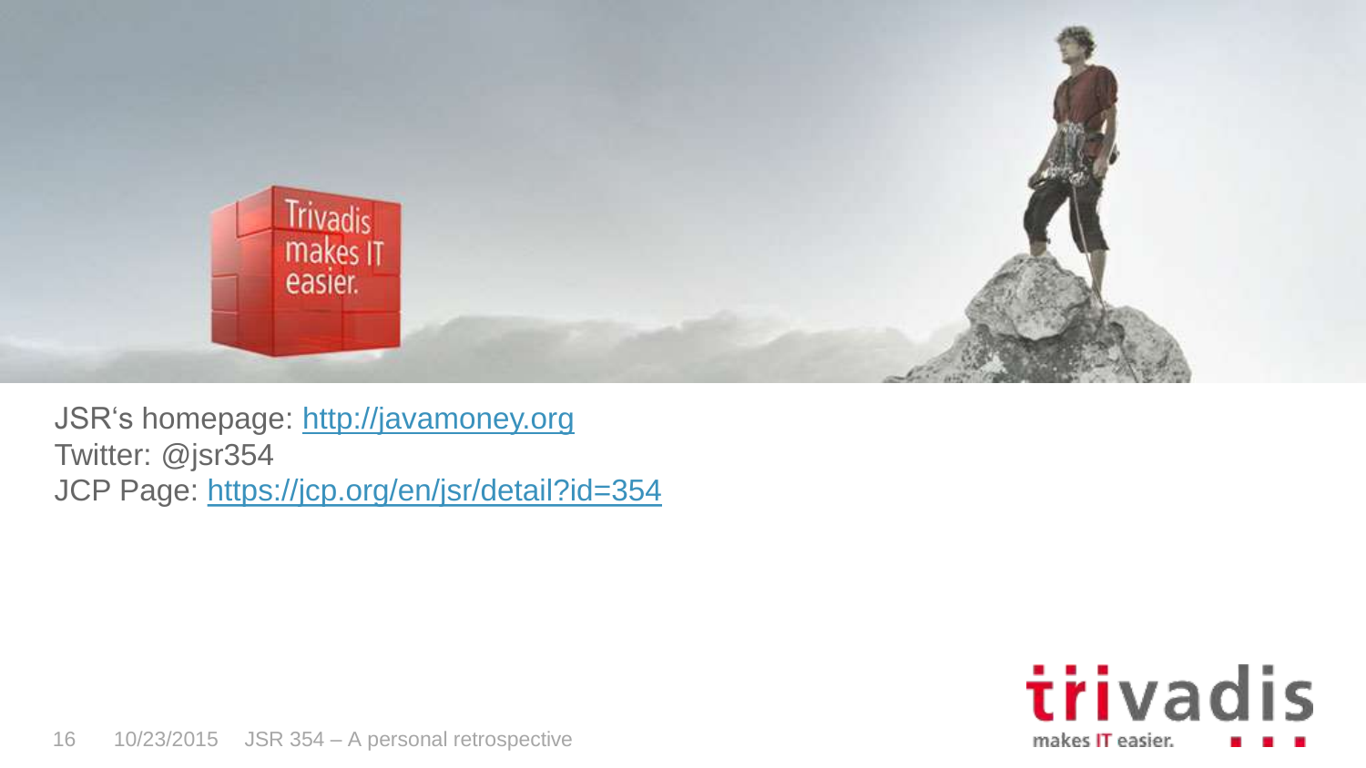JSR‘s homepage: [http://javamoney.org](http://javamoney.org)
Twitter: @jsr354
JCP Page: [https://jcp.org/en/jsr/detail?id=354](https://jcp.org/en/jsr/detail?id=354)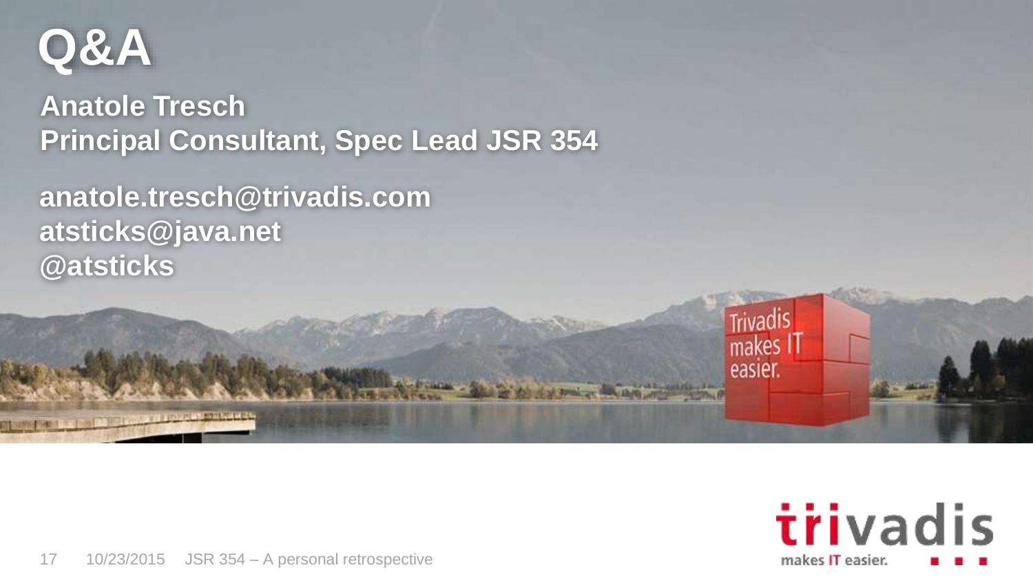# Q&A

**Anatole Tresch**
**Principal Consultant, Spec Lead JSR 354**

**anatole.tresch@trivadis.com**
**atsticks@java.net**
**@atsticks**